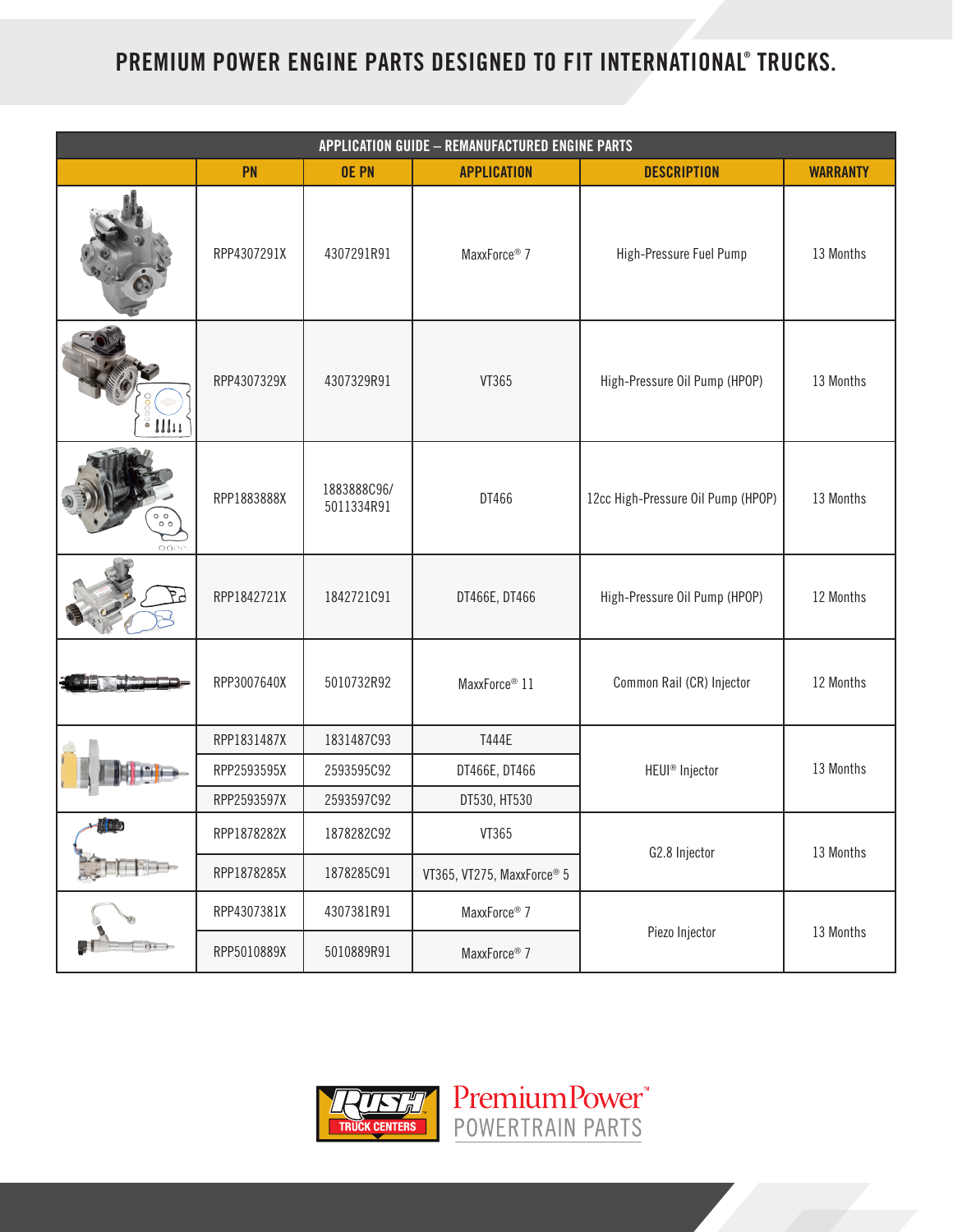# PREMIUM POWER ENGINE PARTS DESIGNED TO FIT INTERNATIONAL® TRUCKS.

| APPLICATION GUIDE – REMANUFACTURED ENGINE PARTS | | | | | |
|---|---|---|---|---|---|
| | PN | OE PN | APPLICATION | DESCRIPTION | WARRANTY |
| | RPP4307291X | 4307291R91 | MaxxForce® 7 | High-Pressure Fuel Pump | 13 Months |
| | RPP4307329X | 4307329R91 | VT365 | High-Pressure Oil Pump (HPOP) | 13 Months |
| | RPP1883888X | 1883888C96/ 5011334R91 | DT466 | 12cc High-Pressure Oil Pump (HPOP) | 13 Months |
| | RPP1842721X | 1842721C91 | DT466E, DT466 | High-Pressure Oil Pump (HPOP) | 12 Months |
| | RPP3007640X | 5010732R92 | MaxxForce® 11 | Common Rail (CR) Injector | 12 Months |
| | RPP1831487X | 1831487C93 | T444E | HEUI® Injector | 13 Months |
| | RPP2593595X | 2593595C92 | DT466E, DT466 | | |
| | RPP2593597X | 2593597C92 | DT530, HT530 | | |
| | RPP1878282X | 1878282C92 | VT365 | G2.8 Injector | 13 Months |
| | RPP1878285X | 1878285C91 | VT365, VT275, MaxxForce® 5 | | |
| | RPP4307381X | 4307381R91 | MaxxForce® 7 | Piezo Injector | 13 Months |
| | RPP5010889X | 5010889R91 | MaxxForce® 7 | | |

RUSH TRUCK CENTERS | PremiumPower™ POWERTRAIN PARTS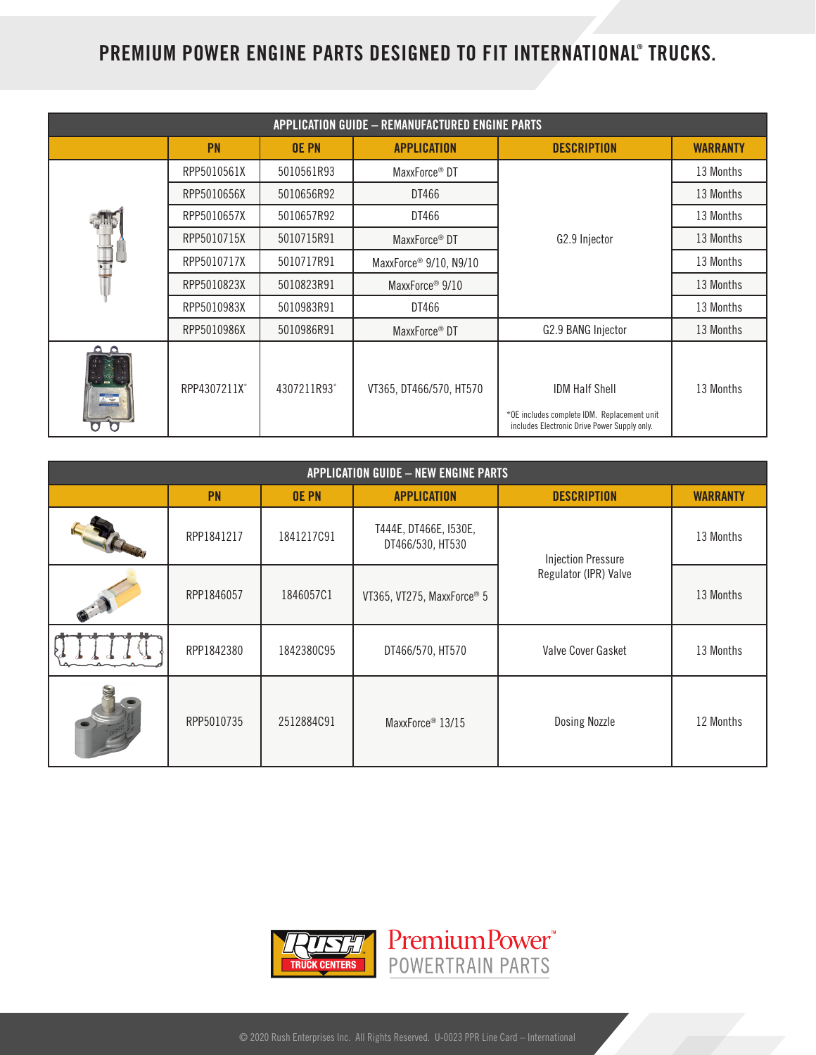# PREMIUM POWER ENGINE PARTS DESIGNED TO FIT INTERNATIONAL® TRUCKS.

| APPLICATION GUIDE – REMANUFACTURED ENGINE PARTS | | | | | |
|---|---|---|---|---|---|
| | PN | OE PN | APPLICATION | DESCRIPTION | WARRANTY |
| | RPP5010561X | 5010561R93 | MaxxForce® DT | G2.9 Injector | 13 Months |
| | RPP5010656X | 5010656R92 | DT466 | G2.9 Injector | 13 Months |
| | RPP5010657X | 5010657R92 | DT466 | G2.9 Injector | 13 Months |
| | RPP5010715X | 5010715R91 | MaxxForce® DT | G2.9 Injector | 13 Months |
| | RPP5010717X | 5010717R91 | MaxxForce® 9/10, N9/10 | G2.9 Injector | 13 Months |
| | RPP5010823X | 5010823R91 | MaxxForce® 9/10 | G2.9 Injector | 13 Months |
| | RPP5010983X | 5010983R91 | DT466 | G2.9 Injector | 13 Months |
| | RPP5010986X | 5010986R91 | MaxxForce® DT | G2.9 BANG Injector | 13 Months |
| | RPP4307211X* | 4307211R93* | VT365, DT466/570, HT570 | IDM Half Shell<br>*OE includes complete IDM. Replacement unit includes Electronic Drive Power Supply only. | 13 Months |

| APPLICATION GUIDE – NEW ENGINE PARTS | | | | | |
|---|---|---|---|---|---|
| | PN | OE PN | APPLICATION | DESCRIPTION | WARRANTY |
| | RPP1841217 | 1841217C91 | T444E, DT466E, I530E, DT466/530, HT530 | Injection Pressure Regulator (IPR) Valve | 13 Months |
| | RPP1846057 | 1846057C1 | VT365, VT275, MaxxForce® 5 | Injection Pressure Regulator (IPR) Valve | 13 Months |
| | RPP1842380 | 1842380C95 | DT466/570, HT570 | Valve Cover Gasket | 13 Months |
| | RPP5010735 | 2512884C91 | MaxxForce® 13/15 | Dosing Nozzle | 12 Months |

RUSH TRUCK CENTERS

PremiumPower™ POWERTRAIN PARTS

© 2020 Rush Enterprises Inc. All Rights Reserved. U-0023 PPR Line Card – International